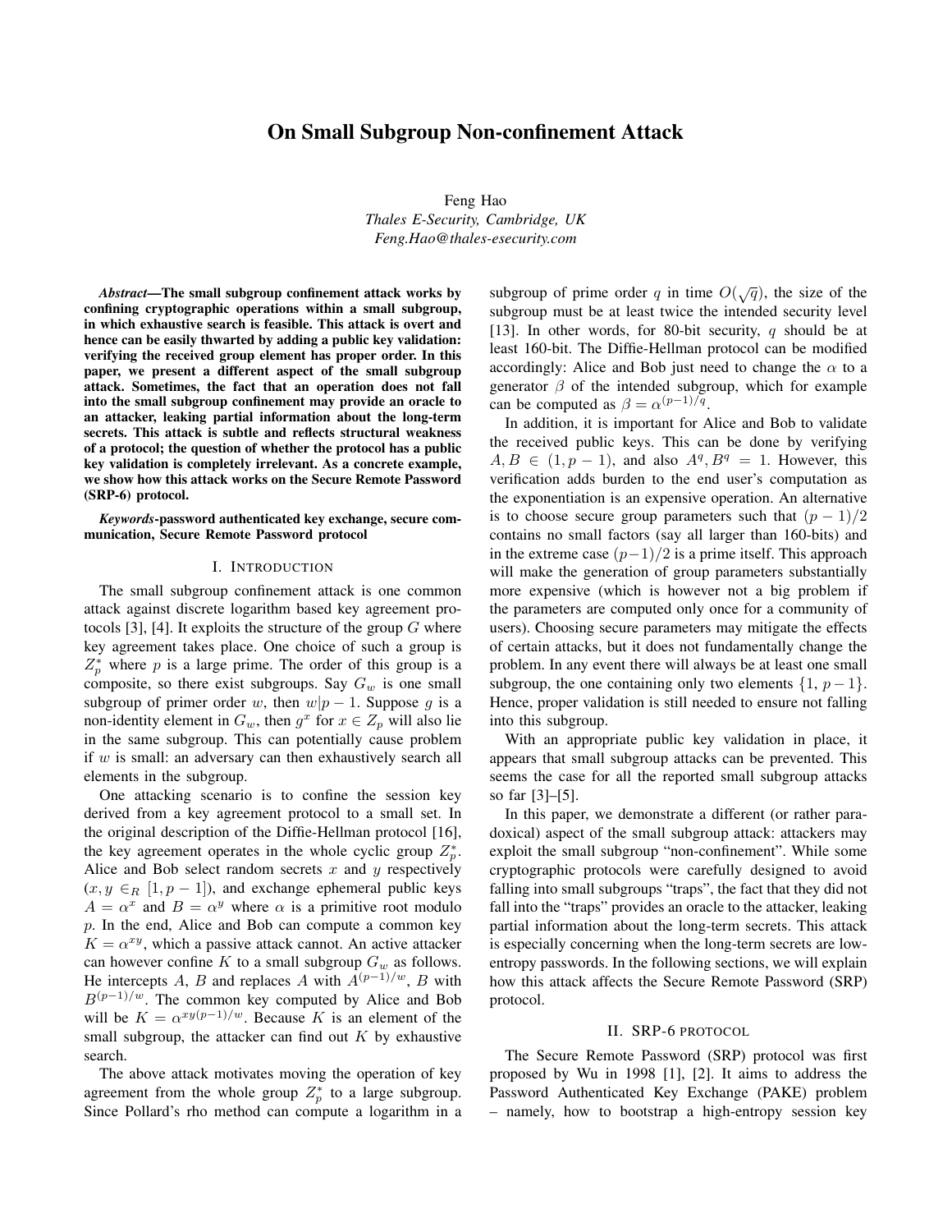# On Small Subgroup Non-confinement Attack

Feng Hao
*Thales E-Security, Cambridge, UK*
*Feng.Hao@thales-esecurity.com*

***Abstract*—The small subgroup confinement attack works by confining cryptographic operations within a small subgroup, in which exhaustive search is feasible. This attack is overt and hence can be easily thwarted by adding a public key validation: verifying the received group element has proper order. In this paper, we present a different aspect of the small subgroup attack. Sometimes, the fact that an operation does not fall into the small subgroup confinement may provide an oracle to an attacker, leaking partial information about the long-term secrets. This attack is subtle and reflects structural weakness of a protocol; the question of whether the protocol has a public key validation is completely irrelevant. As a concrete example, we show how this attack works on the Secure Remote Password (SRP-6) protocol.**

***Keywords*-password authenticated key exchange, secure communication, Secure Remote Password protocol**

## I. Introduction

The small subgroup confinement attack is one common attack against discrete logarithm based key agreement protocols [3], [4]. It exploits the structure of the group $G$ where key agreement takes place. One choice of such a group is $Z_p^*$ where $p$ is a large prime. The order of this group is a composite, so there exist subgroups. Say $G_w$ is one small subgroup of primer order $w$, then $w|p-1$. Suppose $g$ is a non-identity element in $G_w$, then $g^x$ for $x \in Z_p$ will also lie in the same subgroup. This can potentially cause problem if $w$ is small: an adversary can then exhaustively search all elements in the subgroup.

One attacking scenario is to confine the session key derived from a key agreement protocol to a small set. In the original description of the Diffie-Hellman protocol [16], the key agreement operates in the whole cyclic group $Z_p^*$. Alice and Bob select random secrets $x$ and $y$ respectively ($x, y \in_R [1, p-1]$), and exchange ephemeral public keys $A = \alpha^x$ and $B = \alpha^y$ where $\alpha$ is a primitive root modulo $p$. In the end, Alice and Bob can compute a common key $K = \alpha^{xy}$, which a passive attack cannot. An active attacker can however confine $K$ to a small subgroup $G_w$ as follows. He intercepts $A$, $B$ and replaces $A$ with $A^{(p-1)/w}$, $B$ with $B^{(p-1)/w}$. The common key computed by Alice and Bob will be $K = \alpha^{xy(p-1)/w}$. Because $K$ is an element of the small subgroup, the attacker can find out $K$ by exhaustive search.

The above attack motivates moving the operation of key agreement from the whole group $Z_p^*$ to a large subgroup. Since Pollard's rho method can compute a logarithm in a subgroup of prime order $q$ in time $O(\sqrt{q})$, the size of the subgroup must be at least twice the intended security level [13]. In other words, for 80-bit security, $q$ should be at least 160-bit. The Diffie-Hellman protocol can be modified accordingly: Alice and Bob just need to change the $\alpha$ to a generator $\beta$ of the intended subgroup, which for example can be computed as $\beta = \alpha^{(p-1)/q}$.

In addition, it is important for Alice and Bob to validate the received public keys. This can be done by verifying $A, B \in (1, p-1)$, and also $A^q, B^q = 1$. However, this verification adds burden to the end user's computation as the exponentiation is an expensive operation. An alternative is to choose secure group parameters such that $(p-1)/2$ contains no small factors (say all larger than 160-bits) and in the extreme case $(p-1)/2$ is a prime itself. This approach will make the generation of group parameters substantially more expensive (which is however not a big problem if the parameters are computed only once for a community of users). Choosing secure parameters may mitigate the effects of certain attacks, but it does not fundamentally change the problem. In any event there will always be at least one small subgroup, the one containing only two elements $\{1, p-1\}$. Hence, proper validation is still needed to ensure not falling into this subgroup.

With an appropriate public key validation in place, it appears that small subgroup attacks can be prevented. This seems the case for all the reported small subgroup attacks so far [3]–[5].

In this paper, we demonstrate a different (or rather paradoxical) aspect of the small subgroup attack: attackers may exploit the small subgroup "non-confinement". While some cryptographic protocols were carefully designed to avoid falling into small subgroups "traps", the fact that they did not fall into the "traps" provides an oracle to the attacker, leaking partial information about the long-term secrets. This attack is especially concerning when the long-term secrets are low-entropy passwords. In the following sections, we will explain how this attack affects the Secure Remote Password (SRP) protocol.

## II. SRP-6 Protocol

The Secure Remote Password (SRP) protocol was first proposed by Wu in 1998 [1], [2]. It aims to address the Password Authenticated Key Exchange (PAKE) problem – namely, how to bootstrap a high-entropy session key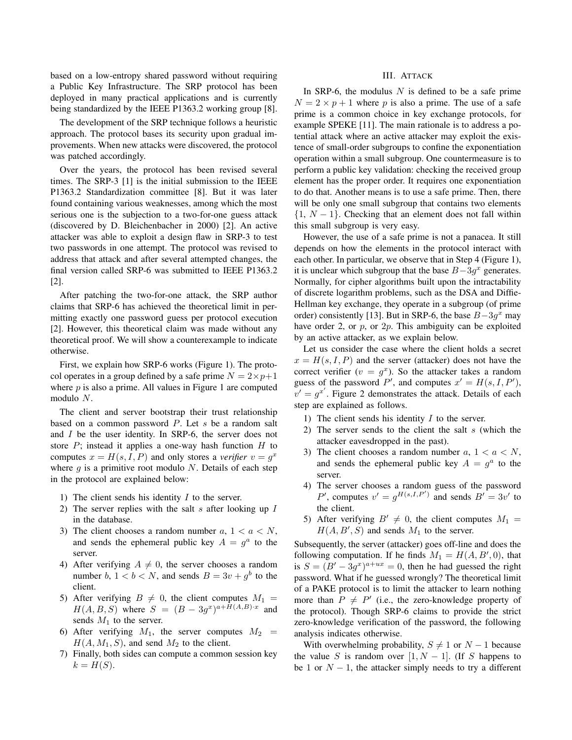based on a low-entropy shared password without requiring a Public Key Infrastructure. The SRP protocol has been deployed in many practical applications and is currently being standardized by the IEEE P1363.2 working group [8].

The development of the SRP technique follows a heuristic approach. The protocol bases its security upon gradual improvements. When new attacks were discovered, the protocol was patched accordingly.

Over the years, the protocol has been revised several times. The SRP-3 [1] is the initial submission to the IEEE P1363.2 Standardization committee [8]. But it was later found containing various weaknesses, among which the most serious one is the subjection to a two-for-one guess attack (discovered by D. Bleichenbacher in 2000) [2]. An active attacker was able to exploit a design flaw in SRP-3 to test two passwords in one attempt. The protocol was revised to address that attack and after several attempted changes, the final version called SRP-6 was submitted to IEEE P1363.2 [2].

After patching the two-for-one attack, the SRP author claims that SRP-6 has achieved the theoretical limit in permitting exactly one password guess per protocol execution [2]. However, this theoretical claim was made without any theoretical proof. We will show a counterexample to indicate otherwise.

First, we explain how SRP-6 works (Figure 1). The protocol operates in a group defined by a safe prime $N = 2 \times p + 1$ where $p$ is also a prime. All values in Figure 1 are computed modulo $N$.

The client and server bootstrap their trust relationship based on a common password $P$. Let $s$ be a random salt and $I$ be the user identity. In SRP-6, the server does not store $P$; instead it applies a one-way hash function $H$ to computes $x = H(s, I, P)$ and only stores a *verifier* $v = g^x$ where $g$ is a primitive root modulo $N$. Details of each step in the protocol are explained below:

1) The client sends his identity $I$ to the server.
2) The server replies with the salt $s$ after looking up $I$ in the database.
3) The client chooses a random number $a$, $1 < a < N$, and sends the ephemeral public key $A = g^a$ to the server.
4) After verifying $A \neq 0$, the server chooses a random number $b$, $1 < b < N$, and sends $B = 3v + g^b$ to the client.
5) After verifying $B \neq 0$, the client computes $M_1 = H(A, B, S)$ where $S = (B - 3g^x)^{a + H(A,B) \cdot x}$ and sends $M_1$ to the server.
6) After verifying $M_1$, the server computes $M_2 = H(A, M_1, S)$, and send $M_2$ to the client.
7) Finally, both sides can compute a common session key $k = H(S)$.

## III. Attack

In SRP-6, the modulus $N$ is defined to be a safe prime $N = 2 \times p + 1$ where $p$ is also a prime. The use of a safe prime is a common choice in key exchange protocols, for example SPEKE [11]. The main rationale is to address a potential attack where an active attacker may exploit the existence of small-order subgroups to confine the exponentiation operation within a small subgroup. One countermeasure is to perform a public key validation: checking the received group element has the proper order. It requires one exponentiation to do that. Another means is to use a safe prime. Then, there will be only one small subgroup that contains two elements $\{1, N-1\}$. Checking that an element does not fall within this small subgroup is very easy.

However, the use of a safe prime is not a panacea. It still depends on how the elements in the protocol interact with each other. In particular, we observe that in Step 4 (Figure 1), it is unclear which subgroup that the base $B - 3g^x$ generates. Normally, for cipher algorithms built upon the intractability of discrete logarithm problems, such as the DSA and Diffie-Hellman key exchange, they operate in a subgroup (of prime order) consistently [13]. But in SRP-6, the base $B - 3g^x$ may have order 2, or $p$, or $2p$. This ambiguity can be exploited by an active attacker, as we explain below.

Let us consider the case where the client holds a secret $x = H(s, I, P)$ and the server (attacker) does not have the correct verifier ($v = g^x$). So the attacker takes a random guess of the password $P'$, and computes $x' = H(s, I, P')$, $v' = g^{x'}$. Figure 2 demonstrates the attack. Details of each step are explained as follows.

1) The client sends his identity $I$ to the server.
2) The server sends to the client the salt $s$ (which the attacker eavesdropped in the past).
3) The client chooses a random number $a$, $1 < a < N$, and sends the ephemeral public key $A = g^a$ to the server.
4) The server chooses a random guess of the password $P'$, computes $v' = g^{H(s,I,P')}$ and sends $B' = 3v'$ to the client.
5) After verifying $B' \neq 0$, the client computes $M_1 = H(A, B', S)$ and sends $M_1$ to the server.

Subsequently, the server (attacker) goes off-line and does the following computation. If he finds $M_1 = H(A, B', 0)$, that is $S = (B' - 3g^x)^{a+ux} = 0$, then he had guessed the right password. What if he guessed wrongly? The theoretical limit of a PAKE protocol is to limit the attacker to learn nothing more than $P \neq P'$ (i.e., the zero-knowledge property of the protocol). Though SRP-6 claims to provide the strict zero-knowledge verification of the password, the following analysis indicates otherwise.

With overwhelming probability, $S \neq 1$ or $N-1$ because the value $S$ is random over $[1, N-1]$. (If $S$ happens to be 1 or $N-1$, the attacker simply needs to try a different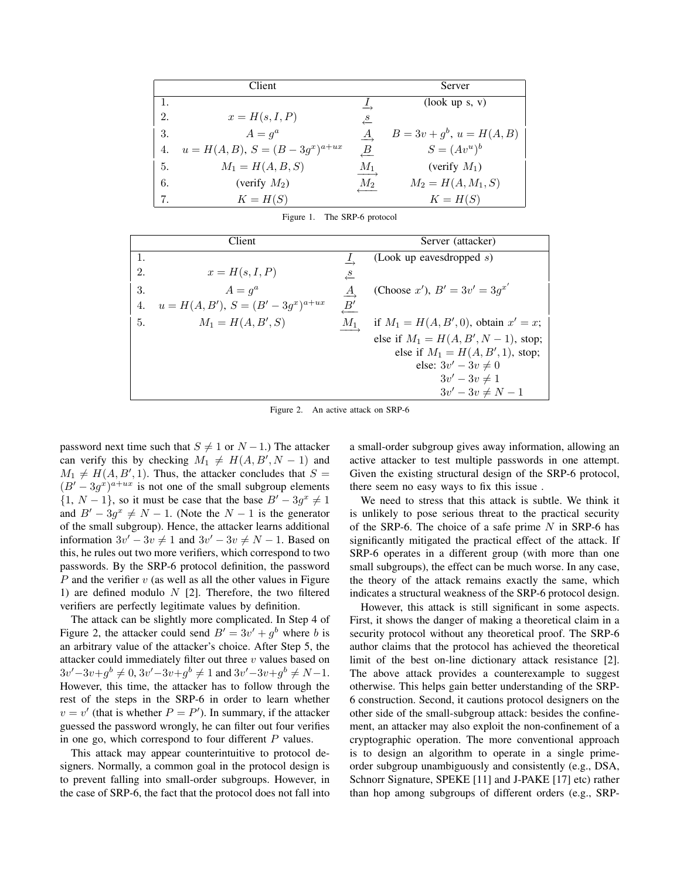| | Client | | Server |
|---|---|---|---|
| 1. | | $\xrightarrow{I}$ | (look up s, v) |
| 2. | $x = H(s, I, P)$ | $\xleftarrow{s}$ | |
| 3. | $A = g^a$ | $\xrightarrow{A}$ | $B = 3v + g^b$, $u = H(A, B)$ |
| 4. | $u = H(A, B)$, $S = (B - 3g^x)^{a+ux}$ | $\xleftarrow{B}$ | $S = (Av^u)^b$ |
| 5. | $M_1 = H(A, B, S)$ | $\xrightarrow{M_1}$ | (verify $M_1$) |
| 6. | (verify $M_2$) | $\xleftarrow{M_2}$ | $M_2 = H(A, M_1, S)$ |
| 7. | $K = H(S)$ | | $K = H(S)$ |

Figure 1. The SRP-6 protocol

| | Client | | Server (attacker) |
|---|---|---|---|
| 1. | | $\xrightarrow{I}$ | (Look up eavesdropped $s$) |
| 2. | $x = H(s, I, P)$ | $\xleftarrow{s}$ | |
| 3. | $A = g^a$ | $\xrightarrow{A}$ | (Choose $x'$), $B' = 3v' = 3g^{x'}$ |
| 4. | $u = H(A, B')$, $S = (B' - 3g^x)^{a+ux}$ | $\xleftarrow{B'}$ | |
| 5. | $M_1 = H(A, B', S)$ | $\xrightarrow{M_1}$ | if $M_1 = H(A, B', 0)$, obtain $x' = x$; |
| | | | else if $M_1 = H(A, B', N-1)$, stop; |
| | | | else if $M_1 = H(A, B', 1)$, stop; |
| | | | else: $3v' - 3v \neq 0$ |
| | | | $3v' - 3v \neq 1$ |
| | | | $3v' - 3v \neq N - 1$ |

Figure 2. An active attack on SRP-6

password next time such that $S \neq 1$ or $N - 1$.) The attacker can verify this by checking $M_1 \neq H(A, B', N - 1)$ and $M_1 \neq H(A, B', 1)$. Thus, the attacker concludes that $S = (B' - 3g^x)^{a+ux}$ is not one of the small subgroup elements $\{1, N - 1\}$, so it must be case that the base $B' - 3g^x \neq 1$ and $B' - 3g^x \neq N - 1$. (Note the $N - 1$ is the generator of the small subgroup). Hence, the attacker learns additional information $3v' - 3v \neq 1$ and $3v' - 3v \neq N - 1$. Based on this, he rules out two more verifiers, which correspond to two passwords. By the SRP-6 protocol definition, the password $P$ and the verifier $v$ (as well as all the other values in Figure 1) are defined modulo $N$ [2]. Therefore, the two filtered verifiers are perfectly legitimate values by definition.

The attack can be slightly more complicated. In Step 4 of Figure 2, the attacker could send $B' = 3v' + g^b$ where $b$ is an arbitrary value of the attacker's choice. After Step 5, the attacker could immediately filter out three $v$ values based on $3v' - 3v + g^b \neq 0$, $3v' - 3v + g^b \neq 1$ and $3v' - 3v + g^b \neq N - 1$. However, this time, the attacker has to follow through the rest of the steps in the SRP-6 in order to learn whether $v = v'$ (that is whether $P = P'$). In summary, if the attacker guessed the password wrongly, he can filter out four verifies in one go, which correspond to four different $P$ values.

This attack may appear counterintuitive to protocol designers. Normally, a common goal in the protocol design is to prevent falling into small-order subgroups. However, in the case of SRP-6, the fact that the protocol does not fall into a small-order subgroup gives away information, allowing an active attacker to test multiple passwords in one attempt. Given the existing structural design of the SRP-6 protocol, there seem no easy ways to fix this issue .

We need to stress that this attack is subtle. We think it is unlikely to pose serious threat to the practical security of the SRP-6. The choice of a safe prime $N$ in SRP-6 has significantly mitigated the practical effect of the attack. If SRP-6 operates in a different group (with more than one small subgroups), the effect can be much worse. In any case, the theory of the attack remains exactly the same, which indicates a structural weakness of the SRP-6 protocol design.

However, this attack is still significant in some aspects. First, it shows the danger of making a theoretical claim in a security protocol without any theoretical proof. The SRP-6 author claims that the protocol has achieved the theoretical limit of the best on-line dictionary attack resistance [2]. The above attack provides a counterexample to suggest otherwise. This helps gain better understanding of the SRP-6 construction. Second, it cautions protocol designers on the other side of the small-subgroup attack: besides the confinement, an attacker may also exploit the non-confinement of a cryptographic operation. The more conventional approach is to design an algorithm to operate in a single prime-order subgroup unambiguously and consistently (e.g., DSA, Schnorr Signature, SPEKE [11] and J-PAKE [17] etc) rather than hop among subgroups of different orders (e.g., SRP-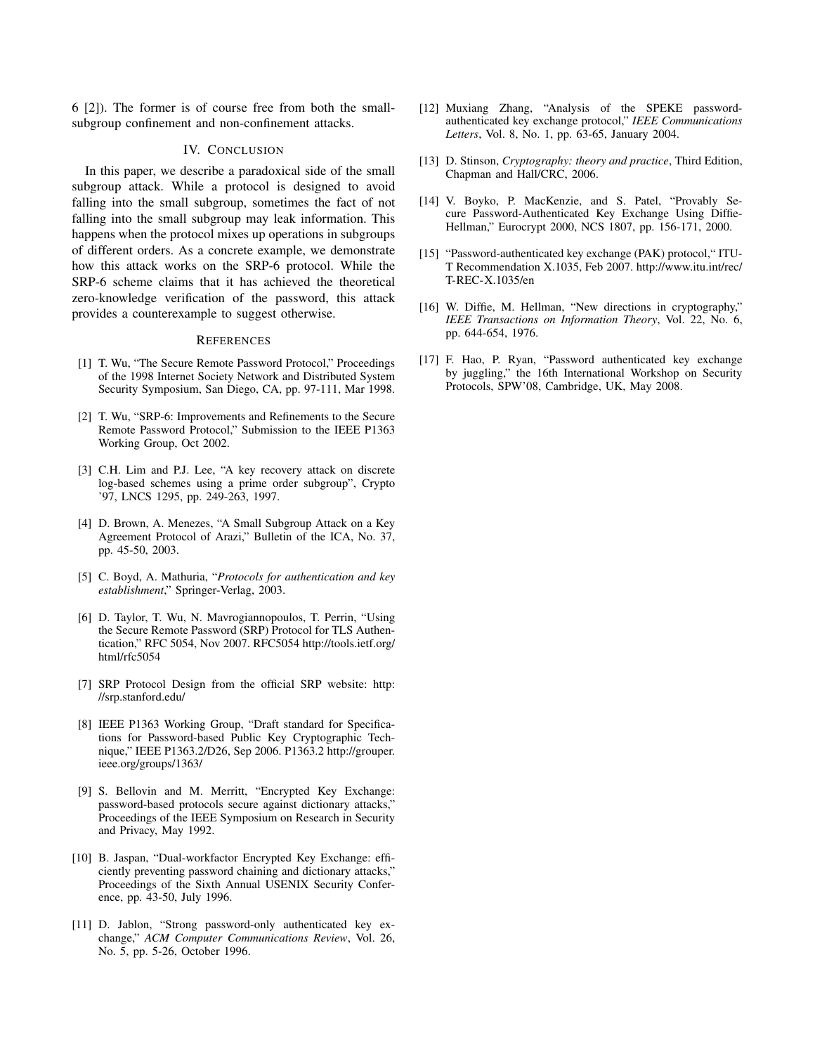6 [2]). The former is of course free from both the small-subgroup confinement and non-confinement attacks.

## IV. Conclusion

In this paper, we describe a paradoxical side of the small subgroup attack. While a protocol is designed to avoid falling into the small subgroup, sometimes the fact of not falling into the small subgroup may leak information. This happens when the protocol mixes up operations in subgroups of different orders. As a concrete example, we demonstrate how this attack works on the SRP-6 protocol. While the SRP-6 scheme claims that it has achieved the theoretical zero-knowledge verification of the password, this attack provides a counterexample to suggest otherwise.

## References

[1] T. Wu, "The Secure Remote Password Protocol," Proceedings of the 1998 Internet Society Network and Distributed System Security Symposium, San Diego, CA, pp. 97-111, Mar 1998.

[2] T. Wu, "SRP-6: Improvements and Refinements to the Secure Remote Password Protocol," Submission to the IEEE P1363 Working Group, Oct 2002.

[3] C.H. Lim and P.J. Lee, "A key recovery attack on discrete log-based schemes using a prime order subgroup", Crypto '97, LNCS 1295, pp. 249-263, 1997.

[4] D. Brown, A. Menezes, "A Small Subgroup Attack on a Key Agreement Protocol of Arazi," Bulletin of the ICA, No. 37, pp. 45-50, 2003.

[5] C. Boyd, A. Mathuria, "*Protocols for authentication and key establishment*," Springer-Verlag, 2003.

[6] D. Taylor, T. Wu, N. Mavrogiannopoulos, T. Perrin, "Using the Secure Remote Password (SRP) Protocol for TLS Authentication," RFC 5054, Nov 2007. RFC5054 http://tools.ietf.org/html/rfc5054

[7] SRP Protocol Design from the official SRP website: http://srp.stanford.edu/

[8] IEEE P1363 Working Group, "Draft standard for Specifications for Password-based Public Key Cryptographic Technique," IEEE P1363.2/D26, Sep 2006. P1363.2 http://grouper.ieee.org/groups/1363/

[9] S. Bellovin and M. Merritt, "Encrypted Key Exchange: password-based protocols secure against dictionary attacks," Proceedings of the IEEE Symposium on Research in Security and Privacy, May 1992.

[10] B. Jaspan, "Dual-workfactor Encrypted Key Exchange: efficiently preventing password chaining and dictionary attacks," Proceedings of the Sixth Annual USENIX Security Conference, pp. 43-50, July 1996.

[11] D. Jablon, "Strong password-only authenticated key exchange," *ACM Computer Communications Review*, Vol. 26, No. 5, pp. 5-26, October 1996.

[12] Muxiang Zhang, "Analysis of the SPEKE password-authenticated key exchange protocol," *IEEE Communications Letters*, Vol. 8, No. 1, pp. 63-65, January 2004.

[13] D. Stinson, *Cryptography: theory and practice*, Third Edition, Chapman and Hall/CRC, 2006.

[14] V. Boyko, P. MacKenzie, and S. Patel, "Provably Secure Password-Authenticated Key Exchange Using Diffie-Hellman," Eurocrypt 2000, NCS 1807, pp. 156-171, 2000.

[15] "Password-authenticated key exchange (PAK) protocol," ITU-T Recommendation X.1035, Feb 2007. http://www.itu.int/rec/T-REC-X.1035/en

[16] W. Diffie, M. Hellman, "New directions in cryptography," *IEEE Transactions on Information Theory*, Vol. 22, No. 6, pp. 644-654, 1976.

[17] F. Hao, P. Ryan, "Password authenticated key exchange by juggling," the 16th International Workshop on Security Protocols, SPW'08, Cambridge, UK, May 2008.